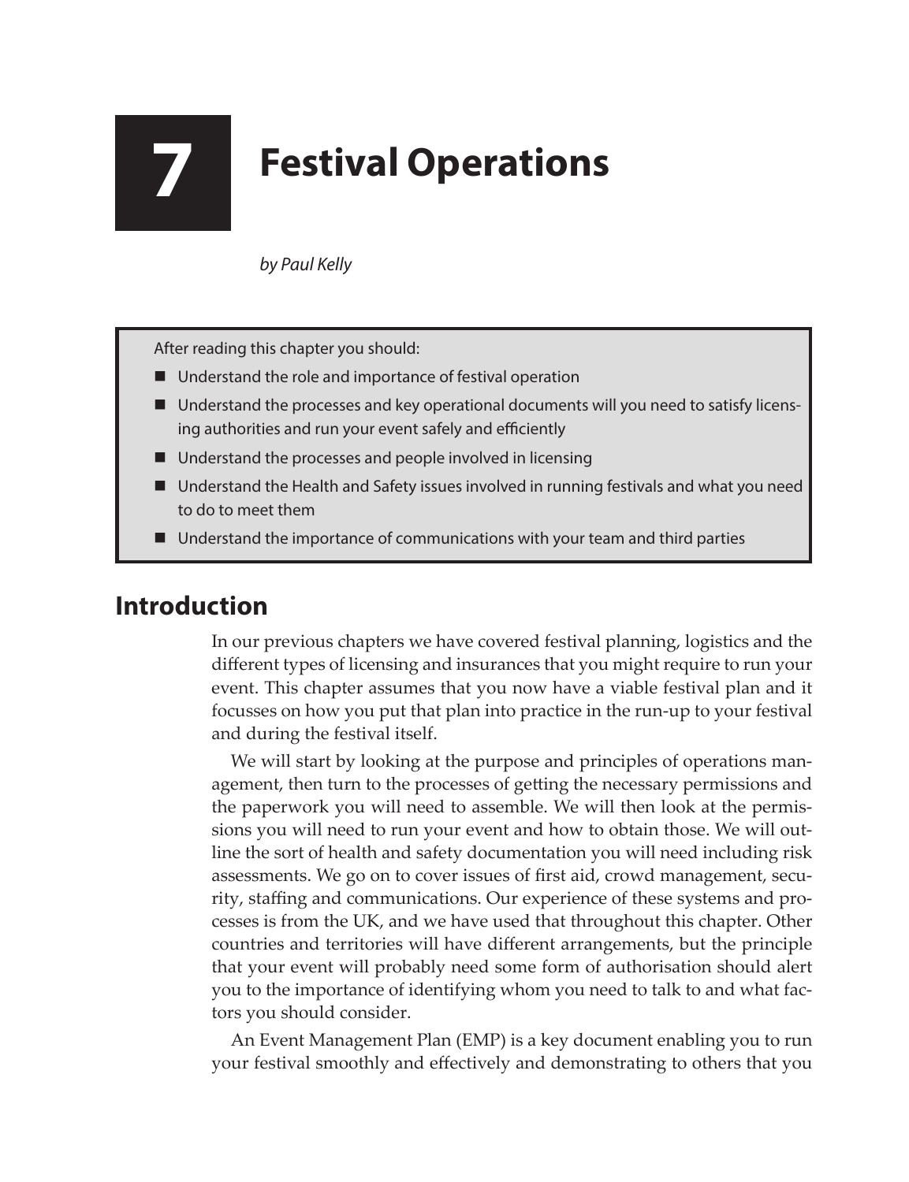# 7 Festival Operations

*by Paul Kelly*

After reading this chapter you should:

- Understand the role and importance of festival operation
- Understand the processes and key operational documents will you need to satisfy licensing authorities and run your event safely and efficiently
- Understand the processes and people involved in licensing
- Understand the Health and Safety issues involved in running festivals and what you need to do to meet them
- Understand the importance of communications with your team and third parties

## Introduction

In our previous chapters we have covered festival planning, logistics and the different types of licensing and insurances that you might require to run your event. This chapter assumes that you now have a viable festival plan and it focusses on how you put that plan into practice in the run-up to your festival and during the festival itself.

We will start by looking at the purpose and principles of operations management, then turn to the processes of getting the necessary permissions and the paperwork you will need to assemble. We will then look at the permissions you will need to run your event and how to obtain those. We will outline the sort of health and safety documentation you will need including risk assessments. We go on to cover issues of first aid, crowd management, security, staffing and communications. Our experience of these systems and processes is from the UK, and we have used that throughout this chapter. Other countries and territories will have different arrangements, but the principle that your event will probably need some form of authorisation should alert you to the importance of identifying whom you need to talk to and what factors you should consider.

An Event Management Plan (EMP) is a key document enabling you to run your festival smoothly and effectively and demonstrating to others that you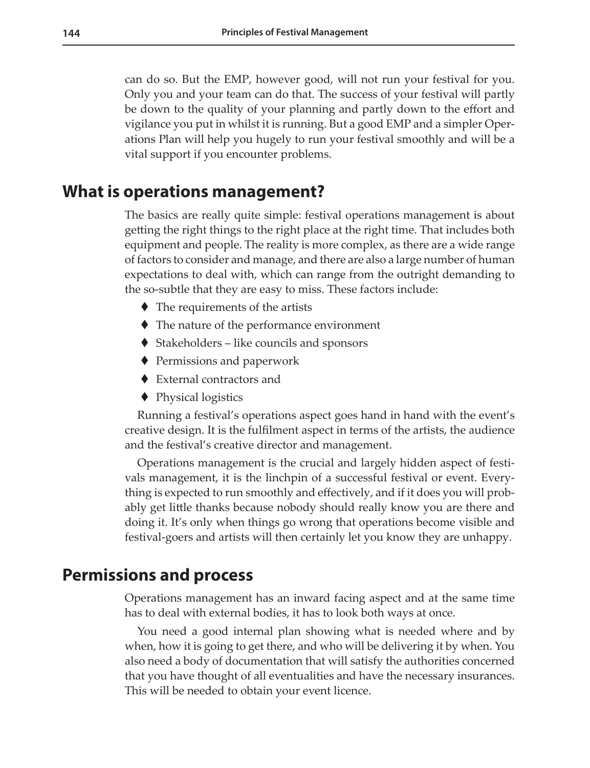can do so. But the EMP, however good, will not run your festival for you. Only you and your team can do that. The success of your festival will partly be down to the quality of your planning and partly down to the effort and vigilance you put in whilst it is running. But a good EMP and a simpler Operations Plan will help you hugely to run your festival smoothly and will be a vital support if you encounter problems.

## What is operations management?

The basics are really quite simple: festival operations management is about getting the right things to the right place at the right time. That includes both equipment and people. The reality is more complex, as there are a wide range of factors to consider and manage, and there are also a large number of human expectations to deal with, which can range from the outright demanding to the so-subtle that they are easy to miss. These factors include:

- The requirements of the artists
- The nature of the performance environment
- Stakeholders – like councils and sponsors
- Permissions and paperwork
- External contractors and
- Physical logistics

Running a festival's operations aspect goes hand in hand with the event's creative design. It is the fulfilment aspect in terms of the artists, the audience and the festival's creative director and management.

Operations management is the crucial and largely hidden aspect of festivals management, it is the linchpin of a successful festival or event. Everything is expected to run smoothly and effectively, and if it does you will probably get little thanks because nobody should really know you are there and doing it. It's only when things go wrong that operations become visible and festival-goers and artists will then certainly let you know they are unhappy.

## Permissions and process

Operations management has an inward facing aspect and at the same time has to deal with external bodies, it has to look both ways at once.

You need a good internal plan showing what is needed where and by when, how it is going to get there, and who will be delivering it by when. You also need a body of documentation that will satisfy the authorities concerned that you have thought of all eventualities and have the necessary insurances. This will be needed to obtain your event licence.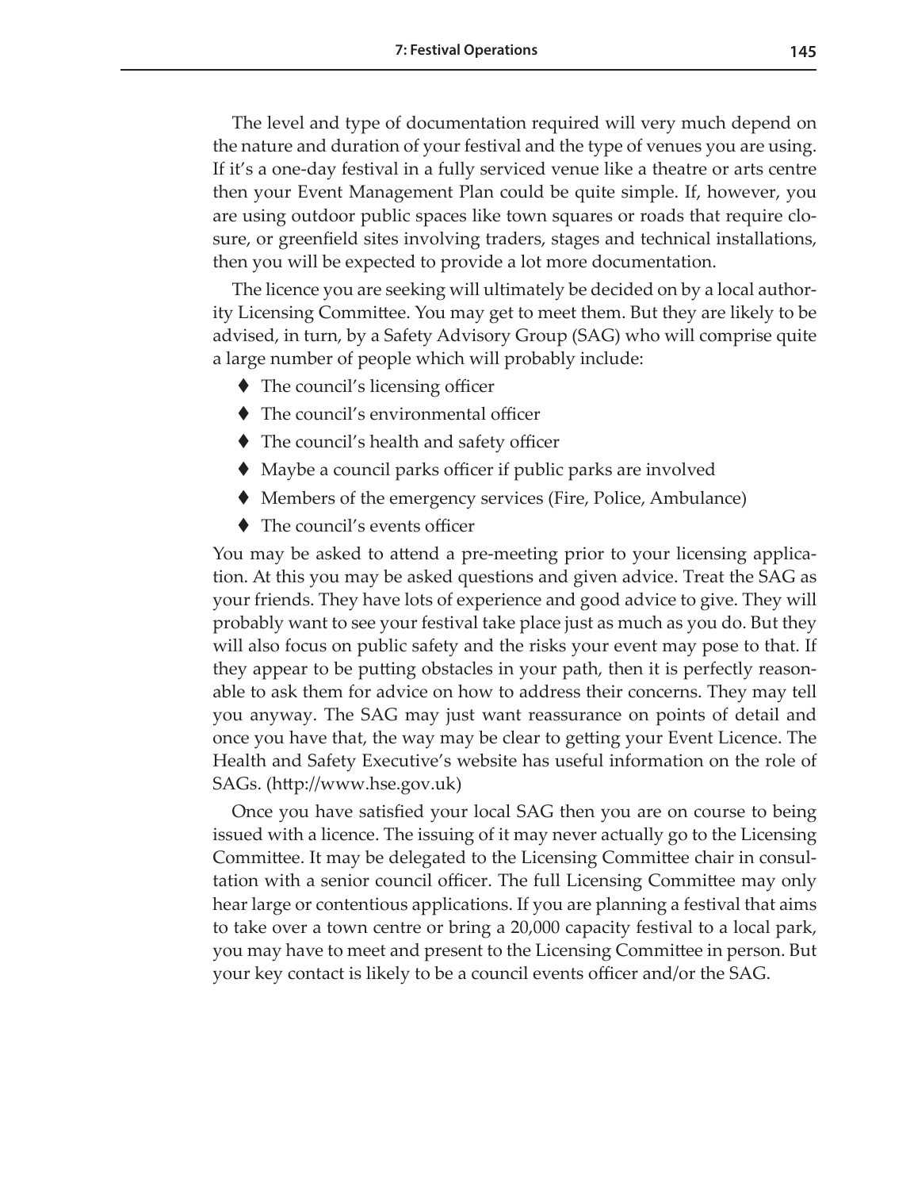The level and type of documentation required will very much depend on the nature and duration of your festival and the type of venues you are using. If it's a one-day festival in a fully serviced venue like a theatre or arts centre then your Event Management Plan could be quite simple. If, however, you are using outdoor public spaces like town squares or roads that require closure, or greenfield sites involving traders, stages and technical installations, then you will be expected to provide a lot more documentation.

The licence you are seeking will ultimately be decided on by a local authority Licensing Committee. You may get to meet them. But they are likely to be advised, in turn, by a Safety Advisory Group (SAG) who will comprise quite a large number of people which will probably include:

- The council's licensing officer
- The council's environmental officer
- The council's health and safety officer
- Maybe a council parks officer if public parks are involved
- Members of the emergency services (Fire, Police, Ambulance)
- The council's events officer

You may be asked to attend a pre-meeting prior to your licensing application. At this you may be asked questions and given advice. Treat the SAG as your friends. They have lots of experience and good advice to give. They will probably want to see your festival take place just as much as you do. But they will also focus on public safety and the risks your event may pose to that. If they appear to be putting obstacles in your path, then it is perfectly reasonable to ask them for advice on how to address their concerns. They may tell you anyway. The SAG may just want reassurance on points of detail and once you have that, the way may be clear to getting your Event Licence. The Health and Safety Executive's website has useful information on the role of SAGs. (http://www.hse.gov.uk)

Once you have satisfied your local SAG then you are on course to being issued with a licence. The issuing of it may never actually go to the Licensing Committee. It may be delegated to the Licensing Committee chair in consultation with a senior council officer. The full Licensing Committee may only hear large or contentious applications. If you are planning a festival that aims to take over a town centre or bring a 20,000 capacity festival to a local park, you may have to meet and present to the Licensing Committee in person. But your key contact is likely to be a council events officer and/or the SAG.